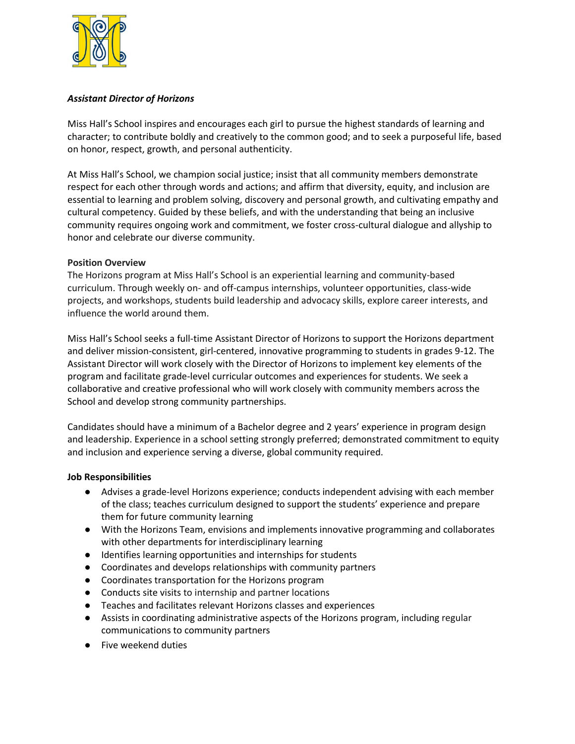***Assistant Director of Horizons***

Miss Hall's School inspires and encourages each girl to pursue the highest standards of learning and character; to contribute boldly and creatively to the common good; and to seek a purposeful life, based on honor, respect, growth, and personal authenticity.

At Miss Hall's School, we champion social justice; insist that all community members demonstrate respect for each other through words and actions; and affirm that diversity, equity, and inclusion are essential to learning and problem solving, discovery and personal growth, and cultivating empathy and cultural competency. Guided by these beliefs, and with the understanding that being an inclusive community requires ongoing work and commitment, we foster cross-cultural dialogue and allyship to honor and celebrate our diverse community.

**Position Overview**

The Horizons program at Miss Hall's School is an experiential learning and community-based curriculum. Through weekly on- and off-campus internships, volunteer opportunities, class-wide projects, and workshops, students build leadership and advocacy skills, explore career interests, and influence the world around them.

Miss Hall's School seeks a full-time Assistant Director of Horizons to support the Horizons department and deliver mission-consistent, girl-centered, innovative programming to students in grades 9-12. The Assistant Director will work closely with the Director of Horizons to implement key elements of the program and facilitate grade-level curricular outcomes and experiences for students. We seek a collaborative and creative professional who will work closely with community members across the School and develop strong community partnerships.

Candidates should have a minimum of a Bachelor degree and 2 years' experience in program design and leadership. Experience in a school setting strongly preferred; demonstrated commitment to equity and inclusion and experience serving a diverse, global community required.

**Job Responsibilities**

- Advises a grade-level Horizons experience; conducts independent advising with each member of the class; teaches curriculum designed to support the students' experience and prepare them for future community learning
- With the Horizons Team, envisions and implements innovative programming and collaborates with other departments for interdisciplinary learning
- Identifies learning opportunities and internships for students
- Coordinates and develops relationships with community partners
- Coordinates transportation for the Horizons program
- Conducts site visits to internship and partner locations
- Teaches and facilitates relevant Horizons classes and experiences
- Assists in coordinating administrative aspects of the Horizons program, including regular communications to community partners
- Five weekend duties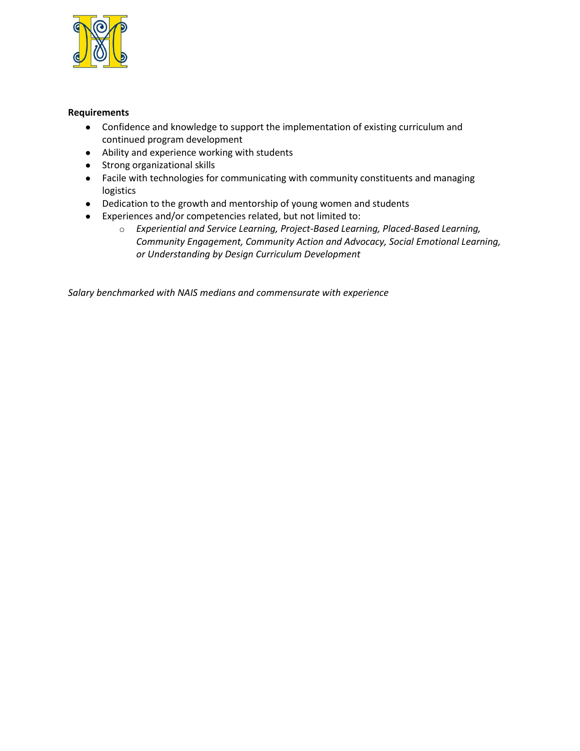**Requirements**

- Confidence and knowledge to support the implementation of existing curriculum and continued program development
- Ability and experience working with students
- Strong organizational skills
- Facile with technologies for communicating with community constituents and managing logistics
- Dedication to the growth and mentorship of young women and students
- Experiences and/or competencies related, but not limited to:
  - *Experiential and Service Learning, Project-Based Learning, Placed-Based Learning, Community Engagement, Community Action and Advocacy, Social Emotional Learning, or Understanding by Design Curriculum Development*

*Salary benchmarked with NAIS medians and commensurate with experience*